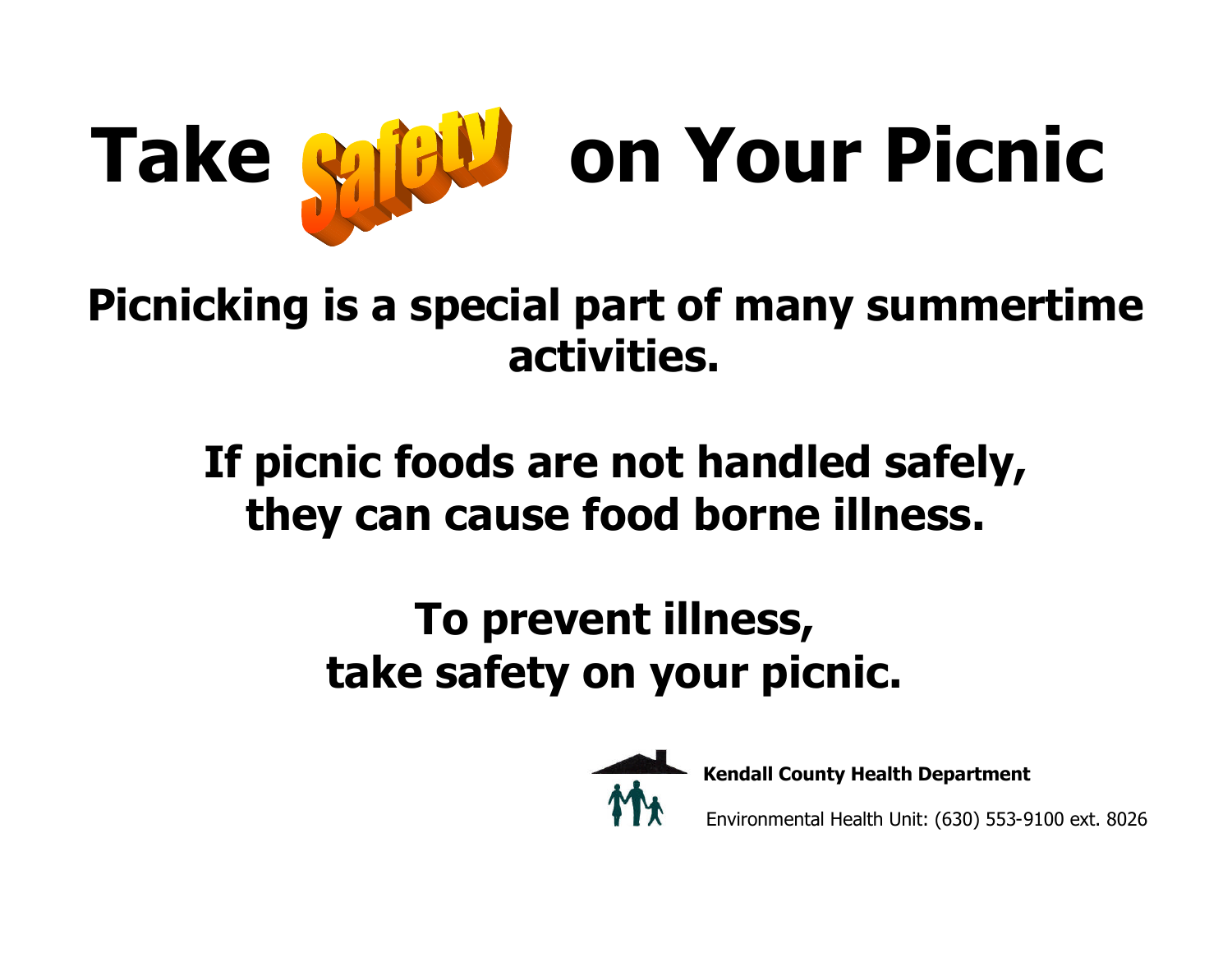# Take Safety on Your Picnic

**Picnicking is a special part of many summertime activities.**

**If picnic foods are not handled safely, they can cause food borne illness.**

**To prevent illness, take safety on your picnic.**

**Kendall County Health Department**

Environmental Health Unit: (630) 553-9100 ext. 8026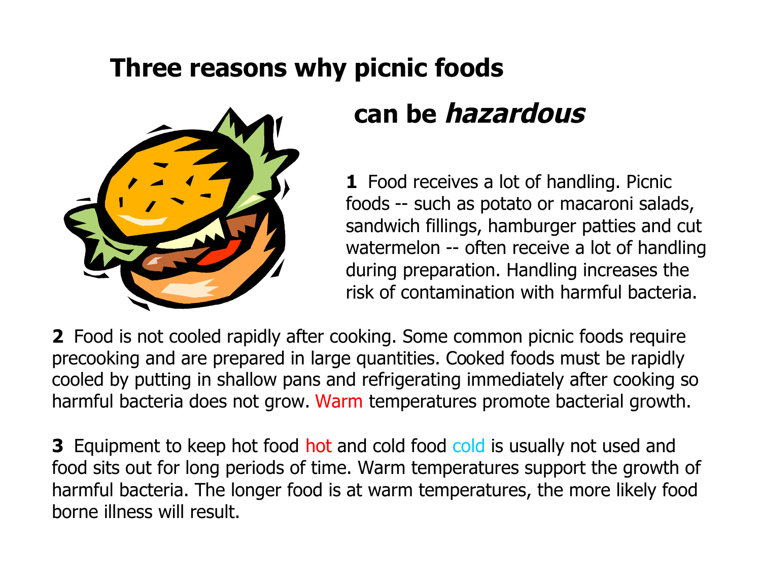# Three reasons why picnic foods can be *hazardous*

**1** Food receives a lot of handling. Picnic foods -- such as potato or macaroni salads, sandwich fillings, hamburger patties and cut watermelon -- often receive a lot of handling during preparation. Handling increases the risk of contamination with harmful bacteria.

**2** Food is not cooled rapidly after cooking. Some common picnic foods require precooking and are prepared in large quantities. Cooked foods must be rapidly cooled by putting in shallow pans and refrigerating immediately after cooking so harmful bacteria does not grow. Warm temperatures promote bacterial growth.

**3** Equipment to keep hot food hot and cold food cold is usually not used and food sits out for long periods of time. Warm temperatures support the growth of harmful bacteria. The longer food is at warm temperatures, the more likely food borne illness will result.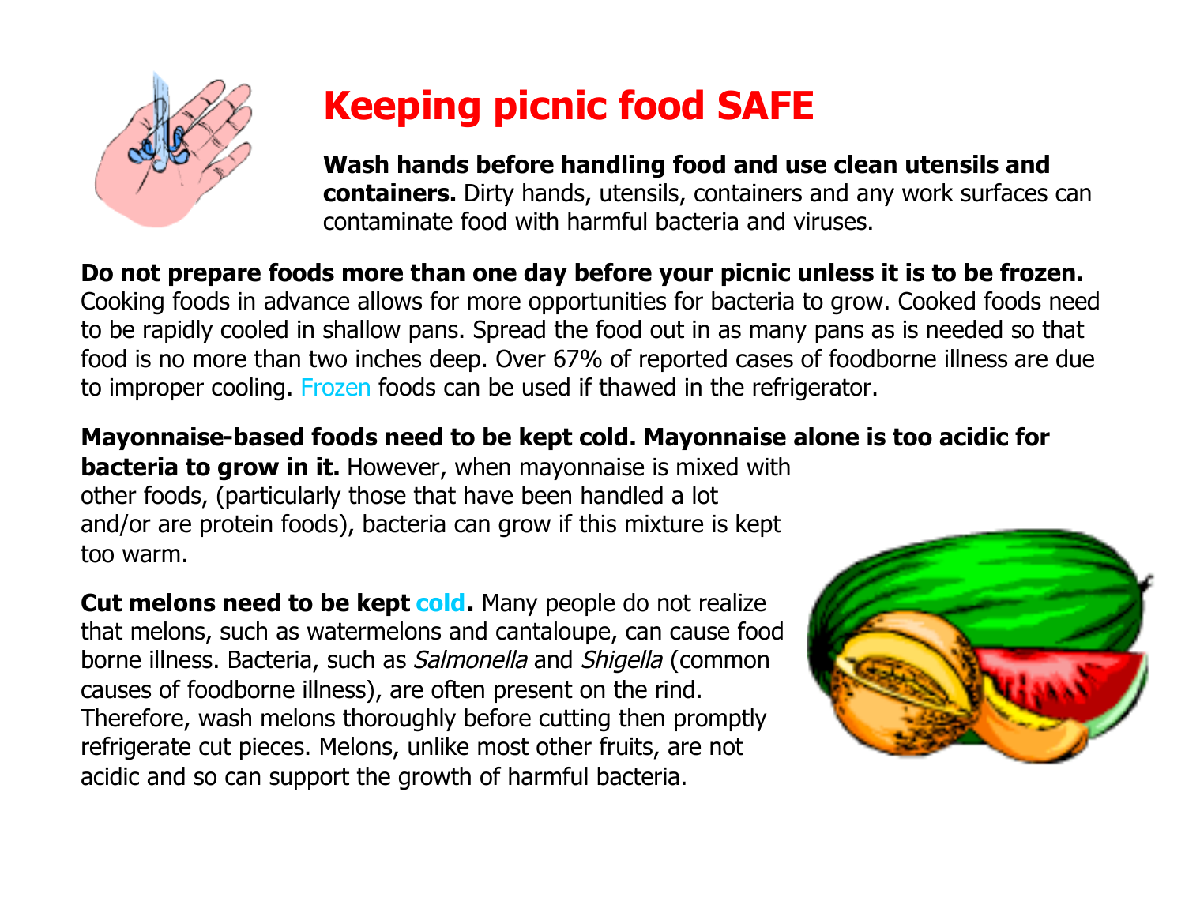# Keeping picnic food SAFE

**Wash hands before handling food and use clean utensils and containers.** Dirty hands, utensils, containers and any work surfaces can contaminate food with harmful bacteria and viruses.

**Do not prepare foods more than one day before your picnic unless it is to be frozen.** Cooking foods in advance allows for more opportunities for bacteria to grow. Cooked foods need to be rapidly cooled in shallow pans. Spread the food out in as many pans as is needed so that food is no more than two inches deep. Over 67% of reported cases of foodborne illness are due to improper cooling. Frozen foods can be used if thawed in the refrigerator.

**Mayonnaise-based foods need to be kept cold. Mayonnaise alone is too acidic for bacteria to grow in it.** However, when mayonnaise is mixed with other foods, (particularly those that have been handled a lot and/or are protein foods), bacteria can grow if this mixture is kept too warm.

**Cut melons need to be kept cold.** Many people do not realize that melons, such as watermelons and cantaloupe, can cause food borne illness. Bacteria, such as *Salmonella* and *Shigella* (common causes of foodborne illness), are often present on the rind. Therefore, wash melons thoroughly before cutting then promptly refrigerate cut pieces. Melons, unlike most other fruits, are not acidic and so can support the growth of harmful bacteria.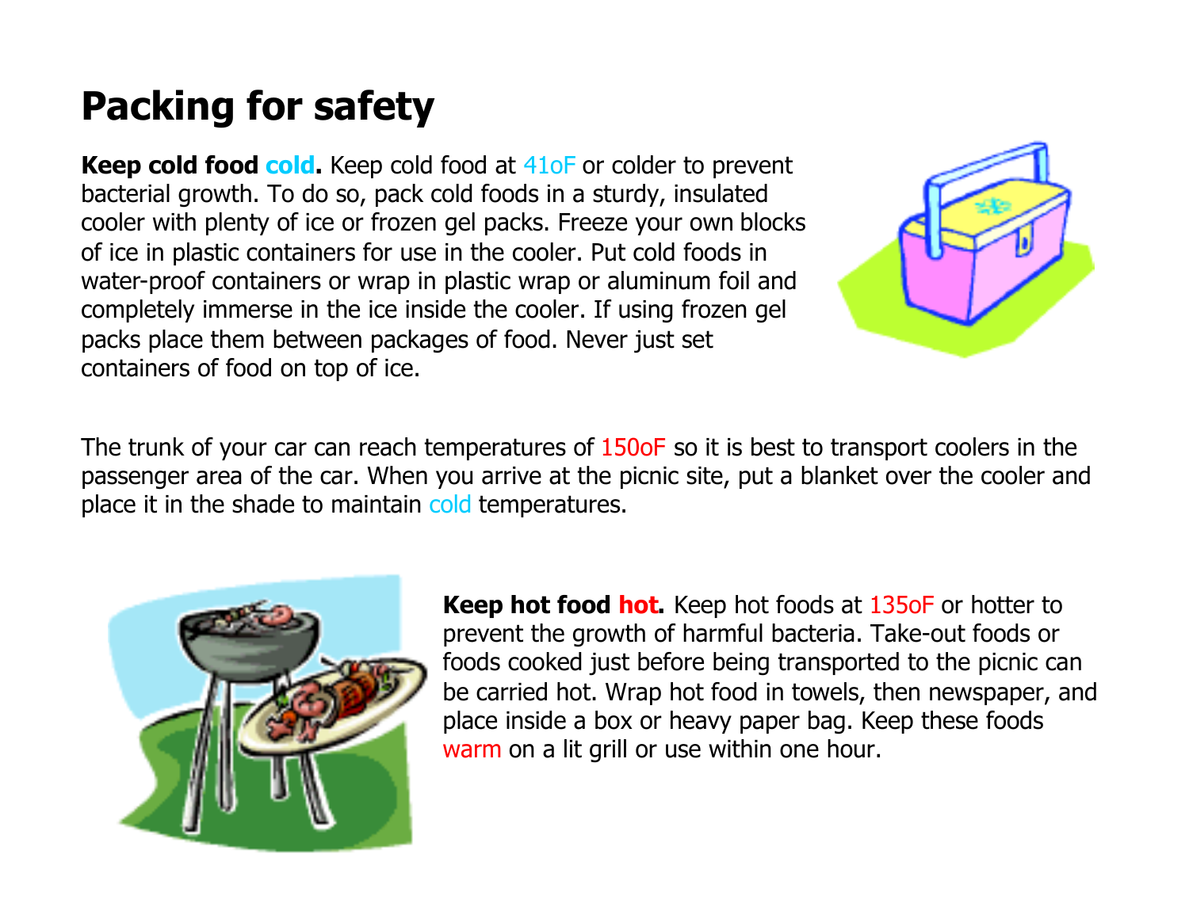# Packing for safety

**Keep cold food cold.** Keep cold food at 41oF or colder to prevent bacterial growth. To do so, pack cold foods in a sturdy, insulated cooler with plenty of ice or frozen gel packs. Freeze your own blocks of ice in plastic containers for use in the cooler. Put cold foods in water-proof containers or wrap in plastic wrap or aluminum foil and completely immerse in the ice inside the cooler. If using frozen gel packs place them between packages of food. Never just set containers of food on top of ice.

The trunk of your car can reach temperatures of 150oF so it is best to transport coolers in the passenger area of the car. When you arrive at the picnic site, put a blanket over the cooler and place it in the shade to maintain cold temperatures.

**Keep hot food hot.** Keep hot foods at 135oF or hotter to prevent the growth of harmful bacteria. Take-out foods or foods cooked just before being transported to the picnic can be carried hot. Wrap hot food in towels, then newspaper, and place inside a box or heavy paper bag. Keep these foods warm on a lit grill or use within one hour.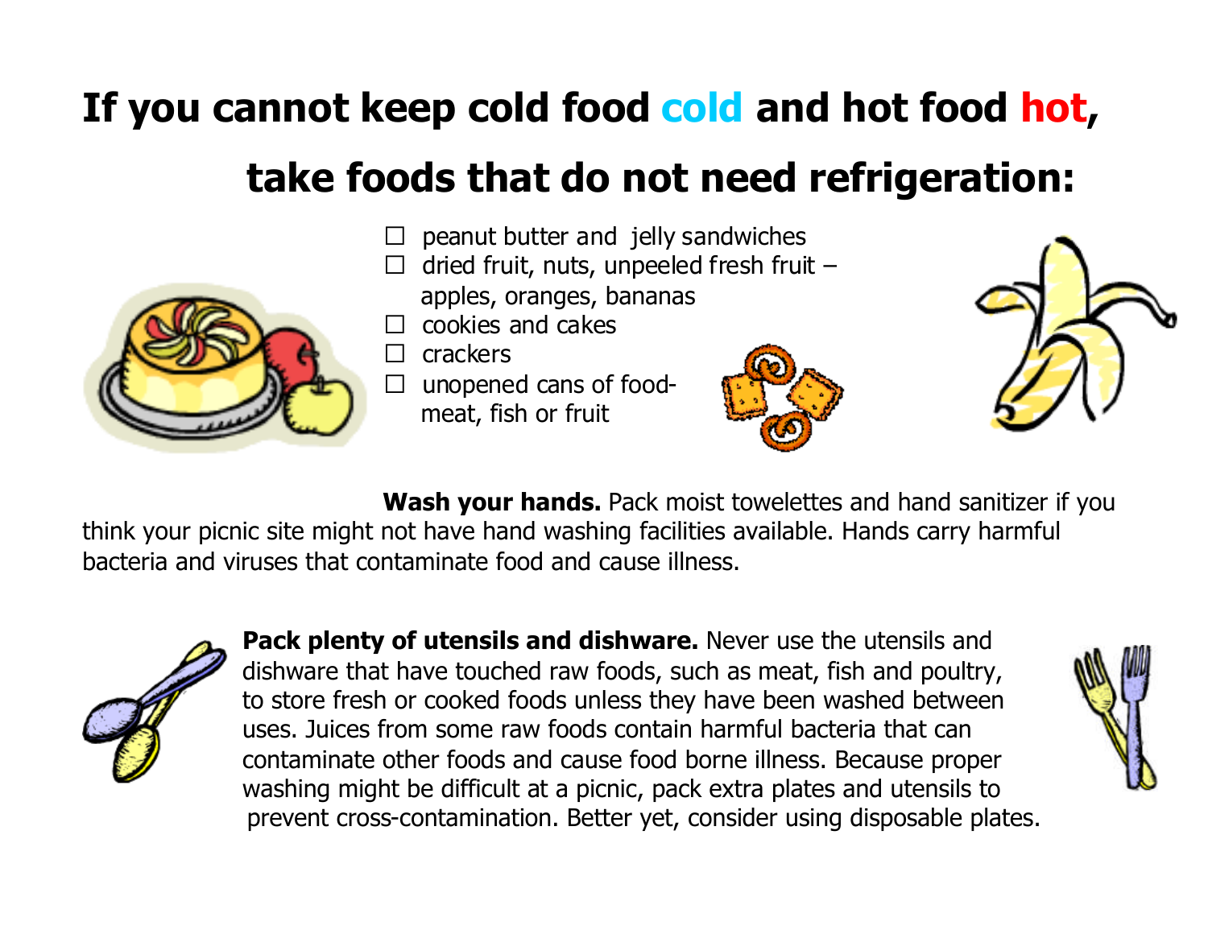# If you cannot keep cold food cold and hot food hot, take foods that do not need refrigeration:

- ☐ peanut butter and jelly sandwiches
- ☐ dried fruit, nuts, unpeeled fresh fruit – apples, oranges, bananas
- ☐ cookies and cakes
- ☐ crackers
- ☐ unopened cans of food- meat, fish or fruit

**Wash your hands.** Pack moist towelettes and hand sanitizer if you think your picnic site might not have hand washing facilities available. Hands carry harmful bacteria and viruses that contaminate food and cause illness.

**Pack plenty of utensils and dishware.** Never use the utensils and dishware that have touched raw foods, such as meat, fish and poultry, to store fresh or cooked foods unless they have been washed between uses. Juices from some raw foods contain harmful bacteria that can contaminate other foods and cause food borne illness. Because proper washing might be difficult at a picnic, pack extra plates and utensils to prevent cross-contamination. Better yet, consider using disposable plates.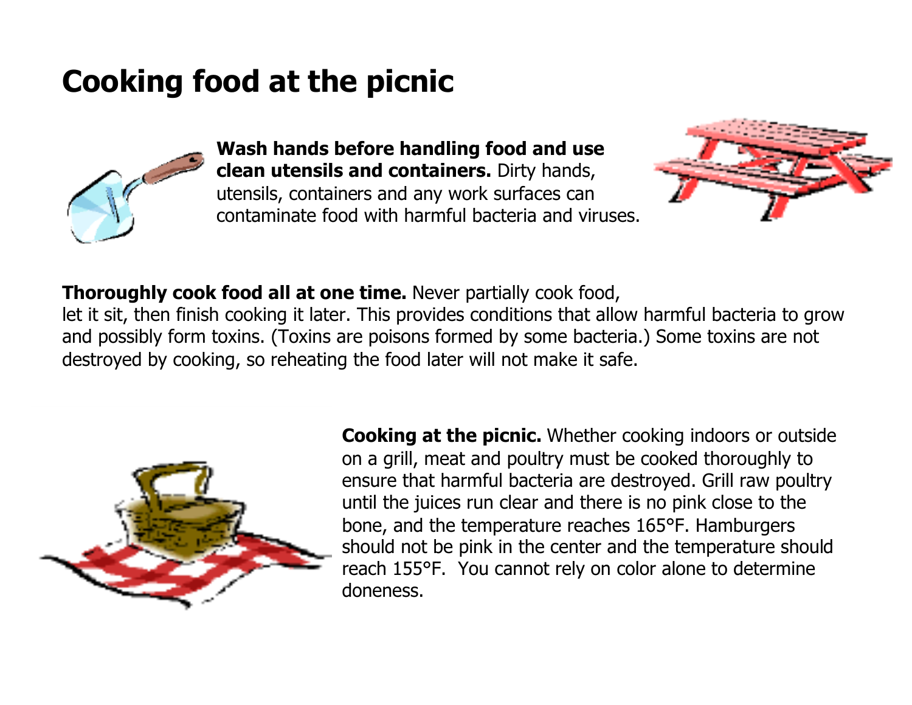# Cooking food at the picnic

**Wash hands before handling food and use clean utensils and containers.** Dirty hands, utensils, containers and any work surfaces can contaminate food with harmful bacteria and viruses.

**Thoroughly cook food all at one time.** Never partially cook food, let it sit, then finish cooking it later. This provides conditions that allow harmful bacteria to grow and possibly form toxins. (Toxins are poisons formed by some bacteria.) Some toxins are not destroyed by cooking, so reheating the food later will not make it safe.

**Cooking at the picnic.** Whether cooking indoors or outside on a grill, meat and poultry must be cooked thoroughly to ensure that harmful bacteria are destroyed. Grill raw poultry until the juices run clear and there is no pink close to the bone, and the temperature reaches 165°F. Hamburgers should not be pink in the center and the temperature should reach 155°F. You cannot rely on color alone to determine doneness.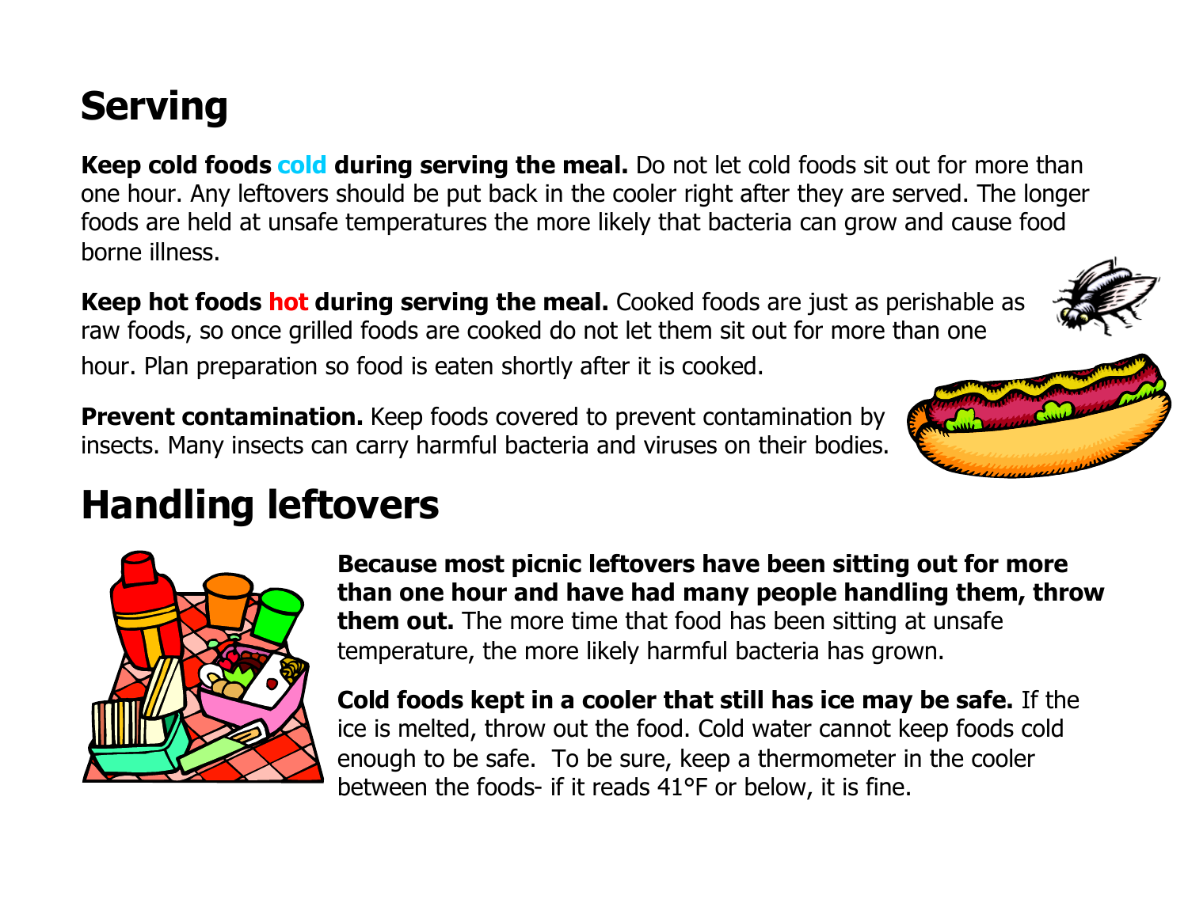# Serving

**Keep cold foods cold during serving the meal.** Do not let cold foods sit out for more than one hour. Any leftovers should be put back in the cooler right after they are served. The longer foods are held at unsafe temperatures the more likely that bacteria can grow and cause food borne illness.

**Keep hot foods hot during serving the meal.** Cooked foods are just as perishable as raw foods, so once grilled foods are cooked do not let them sit out for more than one hour. Plan preparation so food is eaten shortly after it is cooked.

**Prevent contamination.** Keep foods covered to prevent contamination by insects. Many insects can carry harmful bacteria and viruses on their bodies.

# Handling leftovers

**Because most picnic leftovers have been sitting out for more than one hour and have had many people handling them, throw them out.** The more time that food has been sitting at unsafe temperature, the more likely harmful bacteria has grown.

**Cold foods kept in a cooler that still has ice may be safe.** If the ice is melted, throw out the food. Cold water cannot keep foods cold enough to be safe. To be sure, keep a thermometer in the cooler between the foods- if it reads 41°F or below, it is fine.